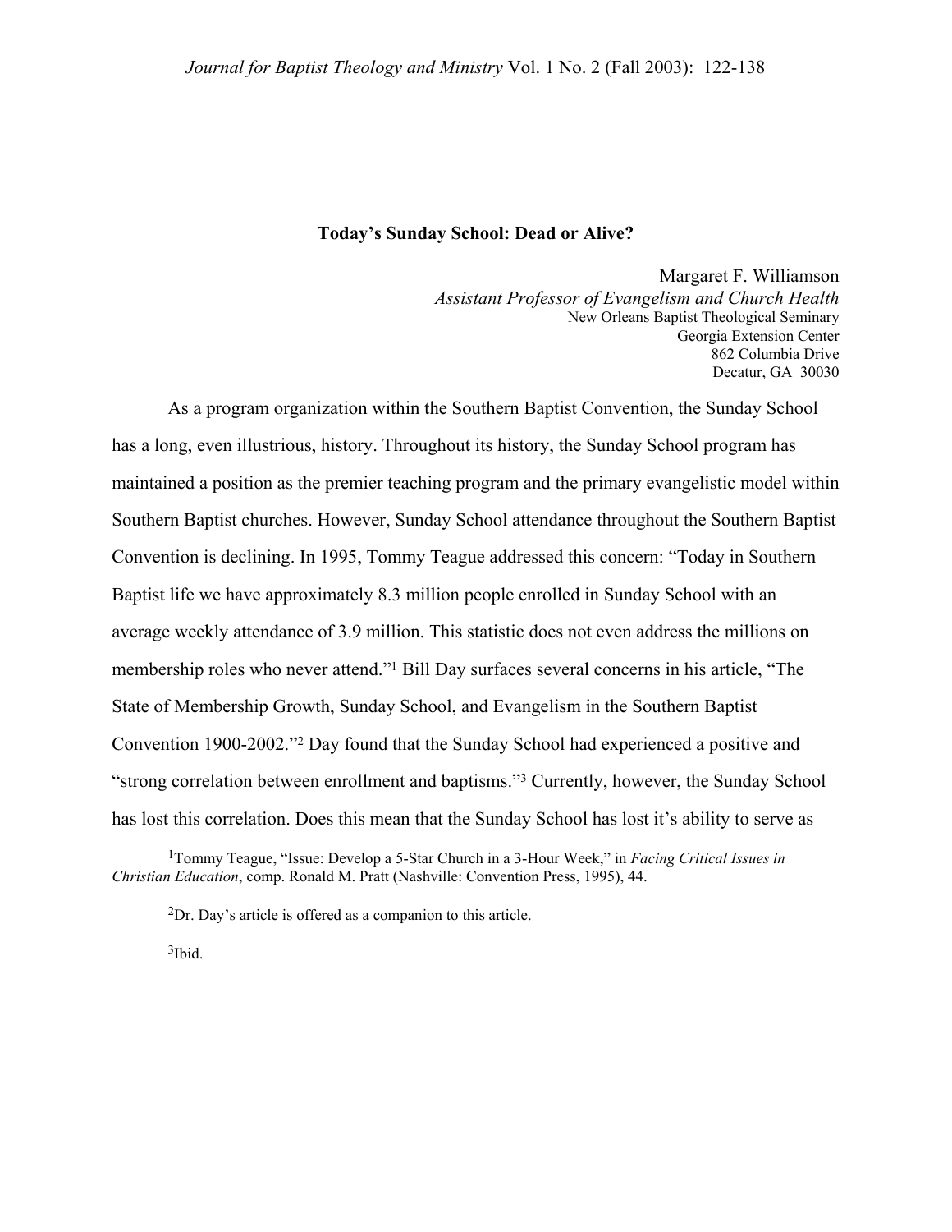# Today's Sunday School: Dead or Alive?

Margaret F. Williamson
*Assistant Professor of Evangelism and Church Health*
New Orleans Baptist Theological Seminary
Georgia Extension Center
862 Columbia Drive
Decatur, GA 30030

As a program organization within the Southern Baptist Convention, the Sunday School has a long, even illustrious, history. Throughout its history, the Sunday School program has maintained a position as the premier teaching program and the primary evangelistic model within Southern Baptist churches. However, Sunday School attendance throughout the Southern Baptist Convention is declining. In 1995, Tommy Teague addressed this concern: "Today in Southern Baptist life we have approximately 8.3 million people enrolled in Sunday School with an average weekly attendance of 3.9 million. This statistic does not even address the millions on membership roles who never attend."[1] Bill Day surfaces several concerns in his article, "The State of Membership Growth, Sunday School, and Evangelism in the Southern Baptist Convention 1900-2002."[2] Day found that the Sunday School had experienced a positive and "strong correlation between enrollment and baptisms."[3] Currently, however, the Sunday School has lost this correlation. Does this mean that the Sunday School has lost it's ability to serve as

[1] Tommy Teague, "Issue: Develop a 5-Star Church in a 3-Hour Week," in *Facing Critical Issues in Christian Education*, comp. Ronald M. Pratt (Nashville: Convention Press, 1995), 44.

[2] Dr. Day's article is offered as a companion to this article.

[3] Ibid.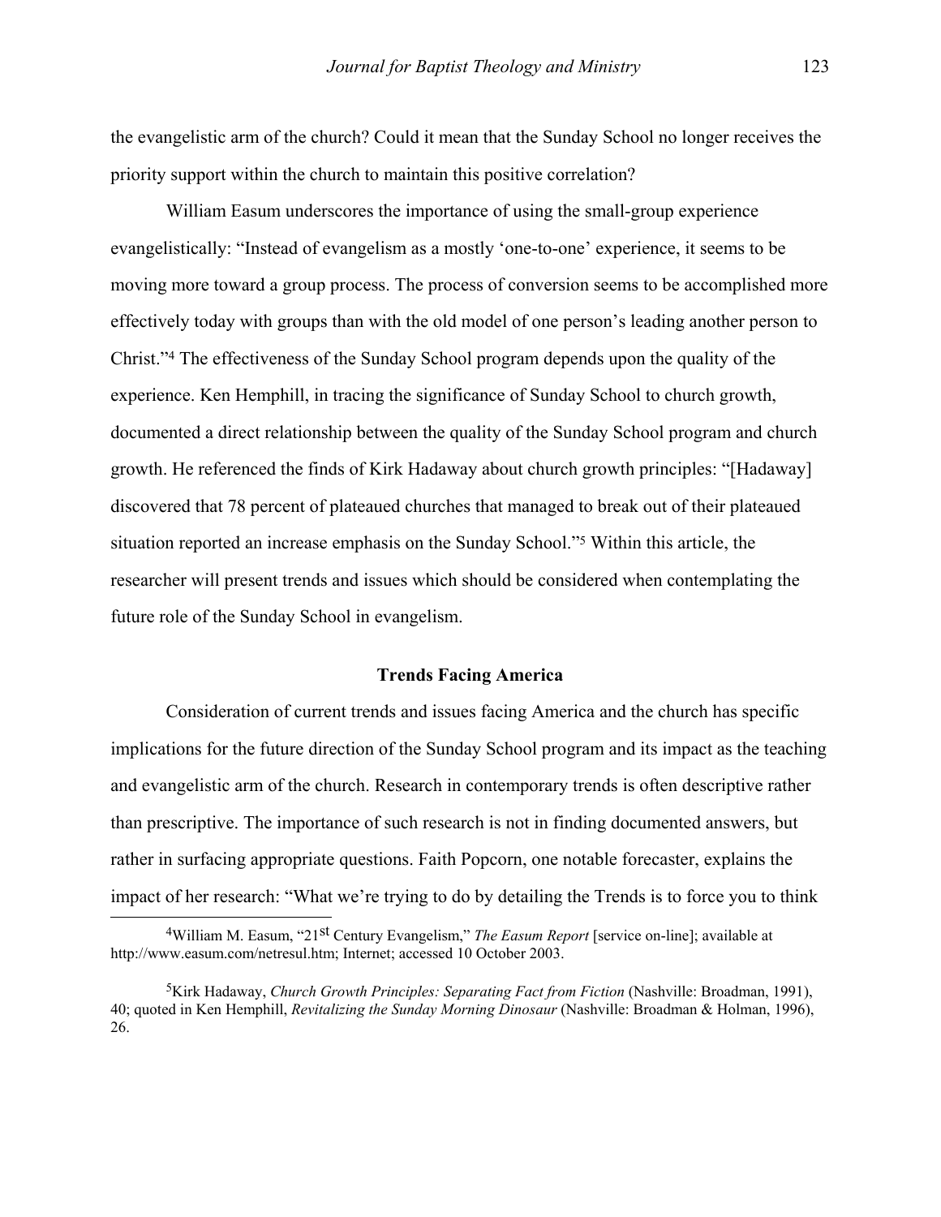the evangelistic arm of the church? Could it mean that the Sunday School no longer receives the priority support within the church to maintain this positive correlation?

William Easum underscores the importance of using the small-group experience evangelistically: "Instead of evangelism as a mostly 'one-to-one' experience, it seems to be moving more toward a group process. The process of conversion seems to be accomplished more effectively today with groups than with the old model of one person's leading another person to Christ."[4] The effectiveness of the Sunday School program depends upon the quality of the experience. Ken Hemphill, in tracing the significance of Sunday School to church growth, documented a direct relationship between the quality of the Sunday School program and church growth. He referenced the finds of Kirk Hadaway about church growth principles: "[Hadaway] discovered that 78 percent of plateaued churches that managed to break out of their plateaued situation reported an increase emphasis on the Sunday School."[5] Within this article, the researcher will present trends and issues which should be considered when contemplating the future role of the Sunday School in evangelism.

## Trends Facing America

Consideration of current trends and issues facing America and the church has specific implications for the future direction of the Sunday School program and its impact as the teaching and evangelistic arm of the church. Research in contemporary trends is often descriptive rather than prescriptive. The importance of such research is not in finding documented answers, but rather in surfacing appropriate questions. Faith Popcorn, one notable forecaster, explains the impact of her research: "What we're trying to do by detailing the Trends is to force you to think

---

[4]William M. Easum, "21st Century Evangelism," *The Easum Report* [service on-line]; available at http://www.easum.com/netresul.htm; Internet; accessed 10 October 2003.

[5]Kirk Hadaway, *Church Growth Principles: Separating Fact from Fiction* (Nashville: Broadman, 1991), 40; quoted in Ken Hemphill, *Revitalizing the Sunday Morning Dinosaur* (Nashville: Broadman & Holman, 1996), 26.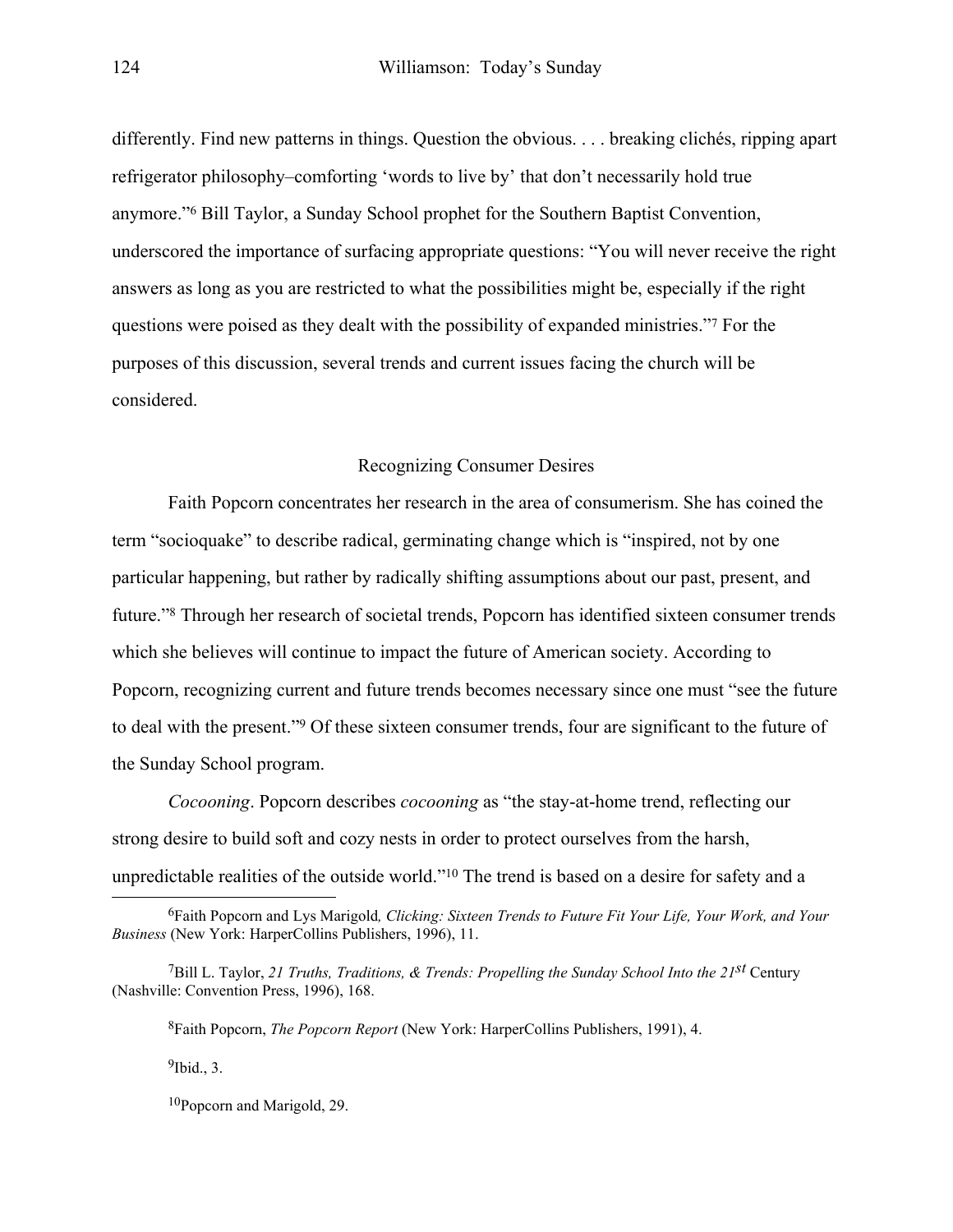differently. Find new patterns in things. Question the obvious. . . . breaking clichés, ripping apart refrigerator philosophy–comforting 'words to live by' that don't necessarily hold true anymore."[6] Bill Taylor, a Sunday School prophet for the Southern Baptist Convention, underscored the importance of surfacing appropriate questions: "You will never receive the right answers as long as you are restricted to what the possibilities might be, especially if the right questions were poised as they dealt with the possibility of expanded ministries."[7] For the purposes of this discussion, several trends and current issues facing the church will be considered.

## Recognizing Consumer Desires

Faith Popcorn concentrates her research in the area of consumerism. She has coined the term "socioquake" to describe radical, germinating change which is "inspired, not by one particular happening, but rather by radically shifting assumptions about our past, present, and future."[8] Through her research of societal trends, Popcorn has identified sixteen consumer trends which she believes will continue to impact the future of American society. According to Popcorn, recognizing current and future trends becomes necessary since one must "see the future to deal with the present."[9] Of these sixteen consumer trends, four are significant to the future of the Sunday School program.

*Cocooning*. Popcorn describes *cocooning* as "the stay-at-home trend, reflecting our strong desire to build soft and cozy nests in order to protect ourselves from the harsh, unpredictable realities of the outside world."[10] The trend is based on a desire for safety and a

---

[6]Faith Popcorn and Lys Marigold*, Clicking: Sixteen Trends to Future Fit Your Life, Your Work, and Your Business* (New York: HarperCollins Publishers, 1996), 11.

[7]Bill L. Taylor, *21 Truths, Traditions, & Trends: Propelling the Sunday School Into the 21st* Century (Nashville: Convention Press, 1996), 168.

[8]Faith Popcorn, *The Popcorn Report* (New York: HarperCollins Publishers, 1991), 4.

[9]Ibid., 3.

[10]Popcorn and Marigold, 29.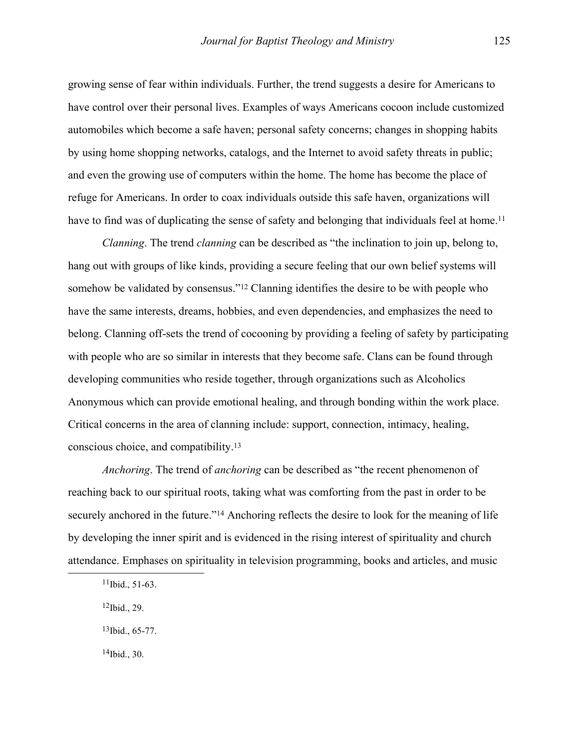growing sense of fear within individuals. Further, the trend suggests a desire for Americans to have control over their personal lives. Examples of ways Americans cocoon include customized automobiles which become a safe haven; personal safety concerns; changes in shopping habits by using home shopping networks, catalogs, and the Internet to avoid safety threats in public; and even the growing use of computers within the home. The home has become the place of refuge for Americans. In order to coax individuals outside this safe haven, organizations will have to find was of duplicating the sense of safety and belonging that individuals feel at home.[11]

*Clanning*. The trend *clanning* can be described as "the inclination to join up, belong to, hang out with groups of like kinds, providing a secure feeling that our own belief systems will somehow be validated by consensus."[12] Clanning identifies the desire to be with people who have the same interests, dreams, hobbies, and even dependencies, and emphasizes the need to belong. Clanning off-sets the trend of cocooning by providing a feeling of safety by participating with people who are so similar in interests that they become safe. Clans can be found through developing communities who reside together, through organizations such as Alcoholics Anonymous which can provide emotional healing, and through bonding within the work place. Critical concerns in the area of clanning include: support, connection, intimacy, healing, conscious choice, and compatibility.[13]

*Anchoring*. The trend of *anchoring* can be described as "the recent phenomenon of reaching back to our spiritual roots, taking what was comforting from the past in order to be securely anchored in the future."[14] Anchoring reflects the desire to look for the meaning of life by developing the inner spirit and is evidenced in the rising interest of spirituality and church attendance. Emphases on spirituality in television programming, books and articles, and music

---

[11]Ibid., 51-63.

[12]Ibid., 29.

[13]Ibid., 65-77.

[14]Ibid., 30.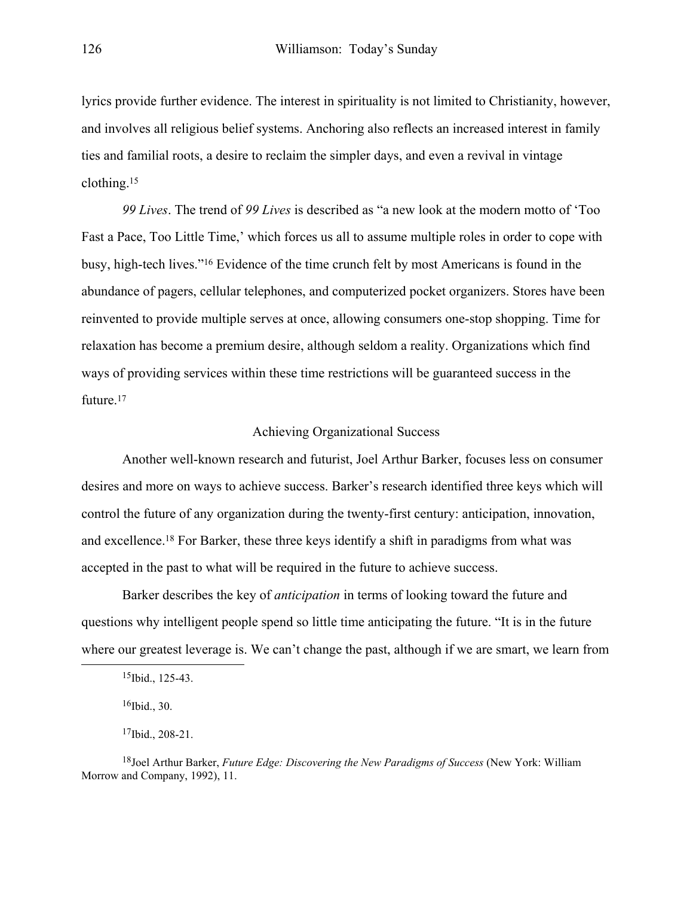lyrics provide further evidence. The interest in spirituality is not limited to Christianity, however, and involves all religious belief systems. Anchoring also reflects an increased interest in family ties and familial roots, a desire to reclaim the simpler days, and even a revival in vintage clothing.[15]

*99 Lives*. The trend of *99 Lives* is described as "a new look at the modern motto of 'Too Fast a Pace, Too Little Time,' which forces us all to assume multiple roles in order to cope with busy, high-tech lives."[16] Evidence of the time crunch felt by most Americans is found in the abundance of pagers, cellular telephones, and computerized pocket organizers. Stores have been reinvented to provide multiple serves at once, allowing consumers one-stop shopping. Time for relaxation has become a premium desire, although seldom a reality. Organizations which find ways of providing services within these time restrictions will be guaranteed success in the future.[17]

## Achieving Organizational Success

Another well-known research and futurist, Joel Arthur Barker, focuses less on consumer desires and more on ways to achieve success. Barker's research identified three keys which will control the future of any organization during the twenty-first century: anticipation, innovation, and excellence.[18] For Barker, these three keys identify a shift in paradigms from what was accepted in the past to what will be required in the future to achieve success.

Barker describes the key of *anticipation* in terms of looking toward the future and questions why intelligent people spend so little time anticipating the future. "It is in the future where our greatest leverage is. We can't change the past, although if we are smart, we learn from

---

[15]Ibid., 125-43.

[16]Ibid., 30.

[17]Ibid., 208-21.

[18]Joel Arthur Barker, *Future Edge: Discovering the New Paradigms of Success* (New York: William Morrow and Company, 1992), 11.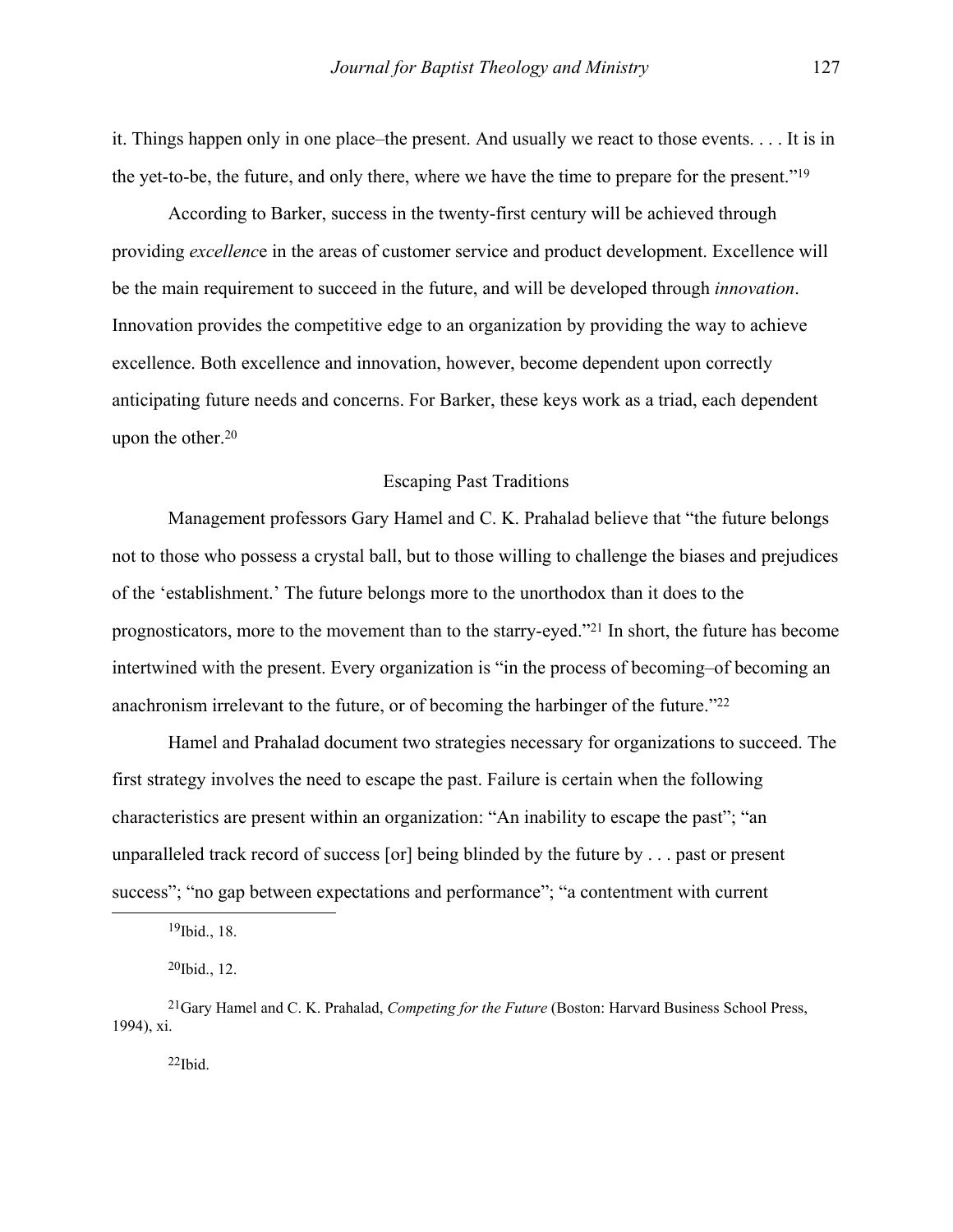it. Things happen only in one place–the present. And usually we react to those events. . . . It is in the yet-to-be, the future, and only there, where we have the time to prepare for the present."[19]

According to Barker, success in the twenty-first century will be achieved through providing *excellenc*e in the areas of customer service and product development. Excellence will be the main requirement to succeed in the future, and will be developed through *innovation*. Innovation provides the competitive edge to an organization by providing the way to achieve excellence. Both excellence and innovation, however, become dependent upon correctly anticipating future needs and concerns. For Barker, these keys work as a triad, each dependent upon the other.[20]

## Escaping Past Traditions

Management professors Gary Hamel and C. K. Prahalad believe that "the future belongs not to those who possess a crystal ball, but to those willing to challenge the biases and prejudices of the 'establishment.' The future belongs more to the unorthodox than it does to the prognosticators, more to the movement than to the starry-eyed."[21] In short, the future has become intertwined with the present. Every organization is "in the process of becoming–of becoming an anachronism irrelevant to the future, or of becoming the harbinger of the future."[22]

Hamel and Prahalad document two strategies necessary for organizations to succeed. The first strategy involves the need to escape the past. Failure is certain when the following characteristics are present within an organization: "An inability to escape the past"; "an unparalleled track record of success [or] being blinded by the future by . . . past or present success"; "no gap between expectations and performance"; "a contentment with current

---

[19]Ibid., 18.

[20]Ibid., 12.

[21]Gary Hamel and C. K. Prahalad, *Competing for the Future* (Boston: Harvard Business School Press, 1994), xi.

[22]Ibid.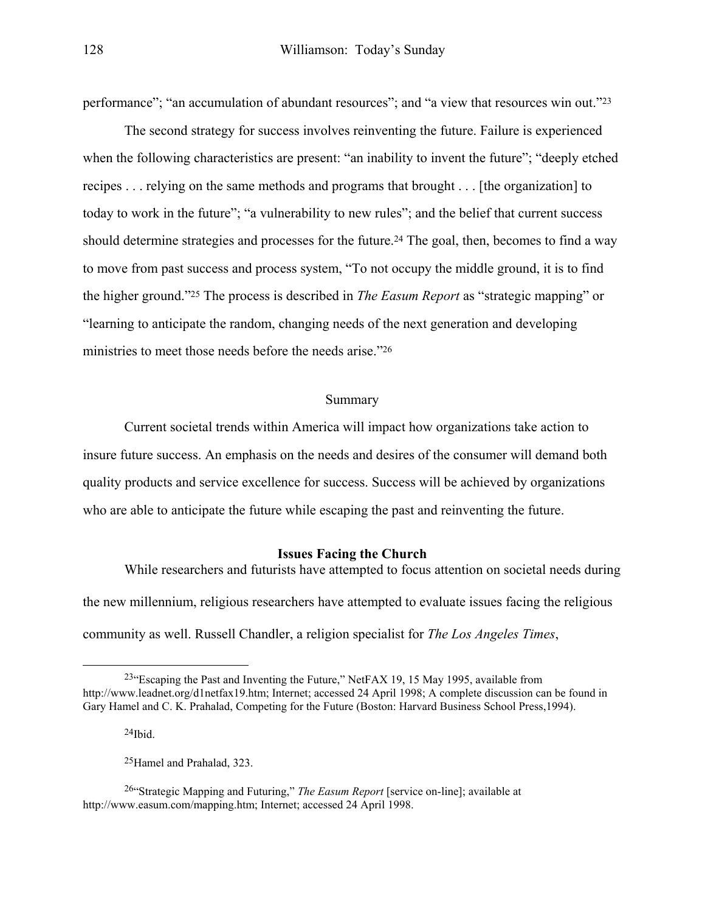performance"; "an accumulation of abundant resources"; and "a view that resources win out."[23]

The second strategy for success involves reinventing the future. Failure is experienced when the following characteristics are present: "an inability to invent the future"; "deeply etched recipes . . . relying on the same methods and programs that brought . . . [the organization] to today to work in the future"; "a vulnerability to new rules"; and the belief that current success should determine strategies and processes for the future.[24] The goal, then, becomes to find a way to move from past success and process system, "To not occupy the middle ground, it is to find the higher ground."[25] The process is described in *The Easum Report* as "strategic mapping" or "learning to anticipate the random, changing needs of the next generation and developing ministries to meet those needs before the needs arise."[26]

## Summary

Current societal trends within America will impact how organizations take action to insure future success. An emphasis on the needs and desires of the consumer will demand both quality products and service excellence for success. Success will be achieved by organizations who are able to anticipate the future while escaping the past and reinventing the future.

## **Issues Facing the Church**

While researchers and futurists have attempted to focus attention on societal needs during the new millennium, religious researchers have attempted to evaluate issues facing the religious community as well. Russell Chandler, a religion specialist for *The Los Angeles Times*,

---

[23]"Escaping the Past and Inventing the Future," NetFAX 19, 15 May 1995, available from http://www.leadnet.org/d1netfax19.htm; Internet; accessed 24 April 1998; A complete discussion can be found in Gary Hamel and C. K. Prahalad, Competing for the Future (Boston: Harvard Business School Press,1994).

[24]Ibid.

[25]Hamel and Prahalad, 323.

[26]"Strategic Mapping and Futuring," *The Easum Report* [service on-line]; available at http://www.easum.com/mapping.htm; Internet; accessed 24 April 1998.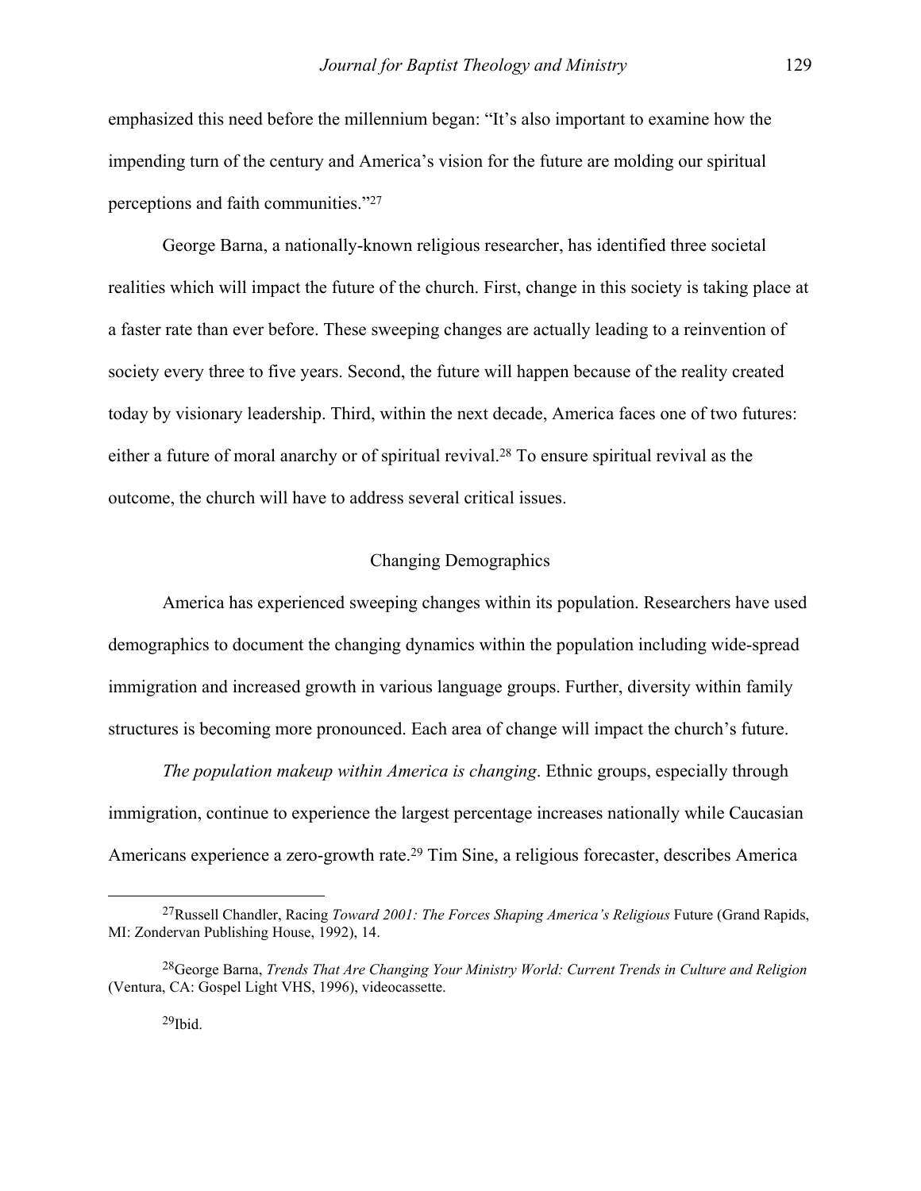emphasized this need before the millennium began: "It's also important to examine how the impending turn of the century and America's vision for the future are molding our spiritual perceptions and faith communities."[27]

George Barna, a nationally-known religious researcher, has identified three societal realities which will impact the future of the church. First, change in this society is taking place at a faster rate than ever before. These sweeping changes are actually leading to a reinvention of society every three to five years. Second, the future will happen because of the reality created today by visionary leadership. Third, within the next decade, America faces one of two futures: either a future of moral anarchy or of spiritual revival.[28] To ensure spiritual revival as the outcome, the church will have to address several critical issues.

## Changing Demographics

America has experienced sweeping changes within its population. Researchers have used demographics to document the changing dynamics within the population including wide-spread immigration and increased growth in various language groups. Further, diversity within family structures is becoming more pronounced. Each area of change will impact the church's future.

*The population makeup within America is changing*. Ethnic groups, especially through immigration, continue to experience the largest percentage increases nationally while Caucasian Americans experience a zero-growth rate.[29] Tim Sine, a religious forecaster, describes America

---

[27]Russell Chandler, Racing *Toward 2001: The Forces Shaping America's Religious* Future (Grand Rapids, MI: Zondervan Publishing House, 1992), 14.

[28]George Barna, *Trends That Are Changing Your Ministry World: Current Trends in Culture and Religion* (Ventura, CA: Gospel Light VHS, 1996), videocassette.

[29]Ibid.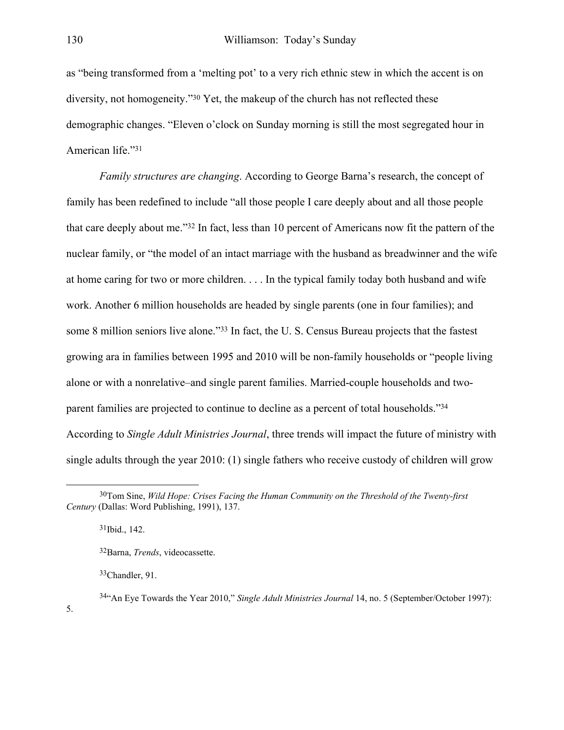as "being transformed from a 'melting pot' to a very rich ethnic stew in which the accent is on diversity, not homogeneity."[30] Yet, the makeup of the church has not reflected these demographic changes. "Eleven o'clock on Sunday morning is still the most segregated hour in American life."[31]

*Family structures are changing*. According to George Barna's research, the concept of family has been redefined to include "all those people I care deeply about and all those people that care deeply about me."[32] In fact, less than 10 percent of Americans now fit the pattern of the nuclear family, or "the model of an intact marriage with the husband as breadwinner and the wife at home caring for two or more children. . . . In the typical family today both husband and wife work. Another 6 million households are headed by single parents (one in four families); and some 8 million seniors live alone."[33] In fact, the U. S. Census Bureau projects that the fastest growing ara in families between 1995 and 2010 will be non-family households or "people living alone or with a nonrelative–and single parent families. Married-couple households and two-parent families are projected to continue to decline as a percent of total households."[34] According to *Single Adult Ministries Journal*, three trends will impact the future of ministry with single adults through the year 2010: (1) single fathers who receive custody of children will grow

---

[30]Tom Sine, *Wild Hope: Crises Facing the Human Community on the Threshold of the Twenty-first Century* (Dallas: Word Publishing, 1991), 137.

[31]Ibid., 142.

[32]Barna, *Trends*, videocassette.

[33]Chandler, 91.

[34]"An Eye Towards the Year 2010," *Single Adult Ministries Journal* 14, no. 5 (September/October 1997): 5.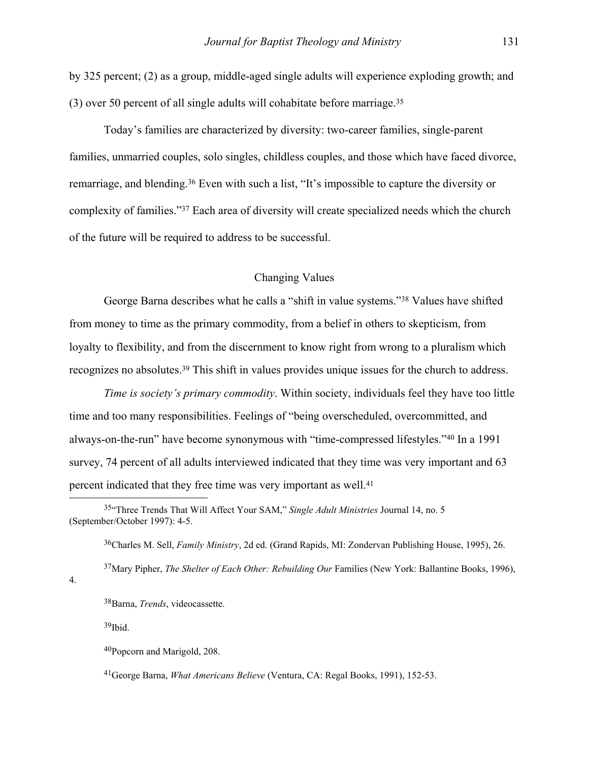by 325 percent; (2) as a group, middle-aged single adults will experience exploding growth; and (3) over 50 percent of all single adults will cohabitate before marriage.[35]

Today's families are characterized by diversity: two-career families, single-parent families, unmarried couples, solo singles, childless couples, and those which have faced divorce, remarriage, and blending.[36] Even with such a list, "It's impossible to capture the diversity or complexity of families."[37] Each area of diversity will create specialized needs which the church of the future will be required to address to be successful.

## Changing Values

George Barna describes what he calls a "shift in value systems."[38] Values have shifted from money to time as the primary commodity, from a belief in others to skepticism, from loyalty to flexibility, and from the discernment to know right from wrong to a pluralism which recognizes no absolutes.[39] This shift in values provides unique issues for the church to address.

*Time is society's primary commodity*. Within society, individuals feel they have too little time and too many responsibilities. Feelings of "being overscheduled, overcommitted, and always-on-the-run" have become synonymous with "time-compressed lifestyles."[40] In a 1991 survey, 74 percent of all adults interviewed indicated that they time was very important and 63 percent indicated that they free time was very important as well.[41]

---

[35]"Three Trends That Will Affect Your SAM," *Single Adult Ministries* Journal 14, no. 5 (September/October 1997): 4-5.

[36]Charles M. Sell, *Family Ministry*, 2d ed. (Grand Rapids, MI: Zondervan Publishing House, 1995), 26.

[37]Mary Pipher, *The Shelter of Each Other: Rebuilding Our* Families (New York: Ballantine Books, 1996), 4.

[38]Barna, *Trends*, videocassette.

[39]Ibid.

[40]Popcorn and Marigold, 208.

[41]George Barna, *What Americans Believe* (Ventura, CA: Regal Books, 1991), 152-53.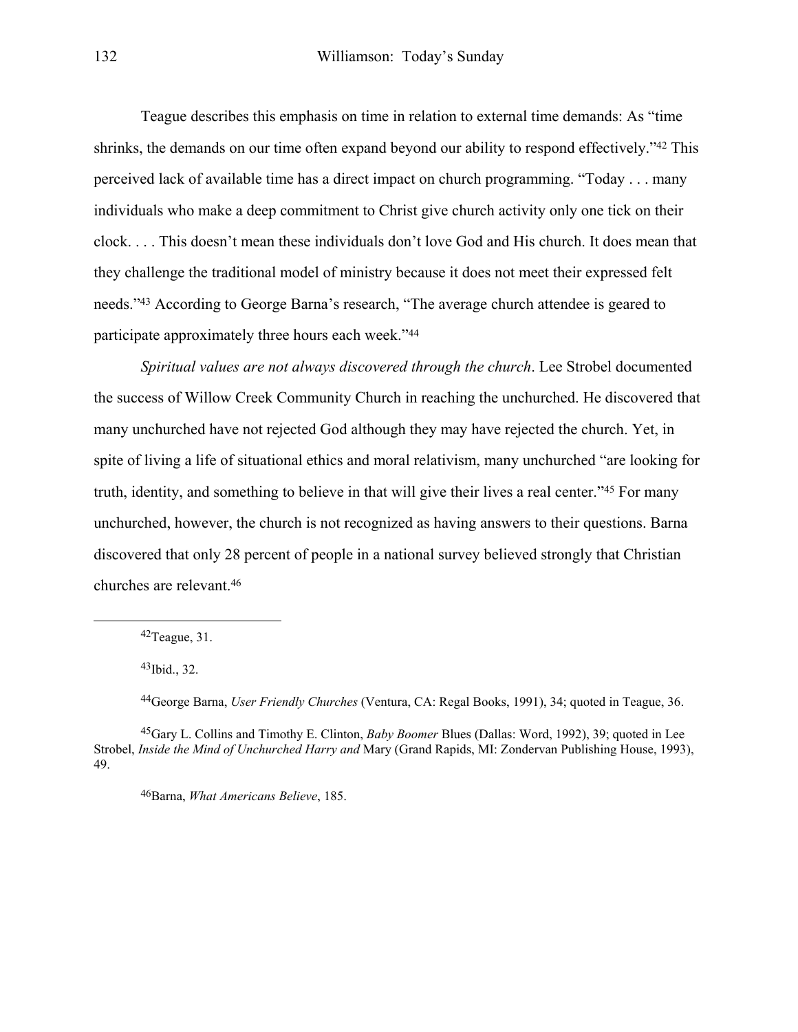Teague describes this emphasis on time in relation to external time demands: As "time shrinks, the demands on our time often expand beyond our ability to respond effectively."[42] This perceived lack of available time has a direct impact on church programming. "Today . . . many individuals who make a deep commitment to Christ give church activity only one tick on their clock. . . . This doesn't mean these individuals don't love God and His church. It does mean that they challenge the traditional model of ministry because it does not meet their expressed felt needs."[43] According to George Barna's research, "The average church attendee is geared to participate approximately three hours each week."[44]

*Spiritual values are not always discovered through the church*. Lee Strobel documented the success of Willow Creek Community Church in reaching the unchurched. He discovered that many unchurched have not rejected God although they may have rejected the church. Yet, in spite of living a life of situational ethics and moral relativism, many unchurched "are looking for truth, identity, and something to believe in that will give their lives a real center."[45] For many unchurched, however, the church is not recognized as having answers to their questions. Barna discovered that only 28 percent of people in a national survey believed strongly that Christian churches are relevant.[46]

---

[42]Teague, 31.

[43]Ibid., 32.

[44]George Barna, *User Friendly Churches* (Ventura, CA: Regal Books, 1991), 34; quoted in Teague, 36.

[45]Gary L. Collins and Timothy E. Clinton, *Baby Boomer* Blues (Dallas: Word, 1992), 39; quoted in Lee Strobel, *Inside the Mind of Unchurched Harry and* Mary (Grand Rapids, MI: Zondervan Publishing House, 1993), 49.

[46]Barna, *What Americans Believe*, 185.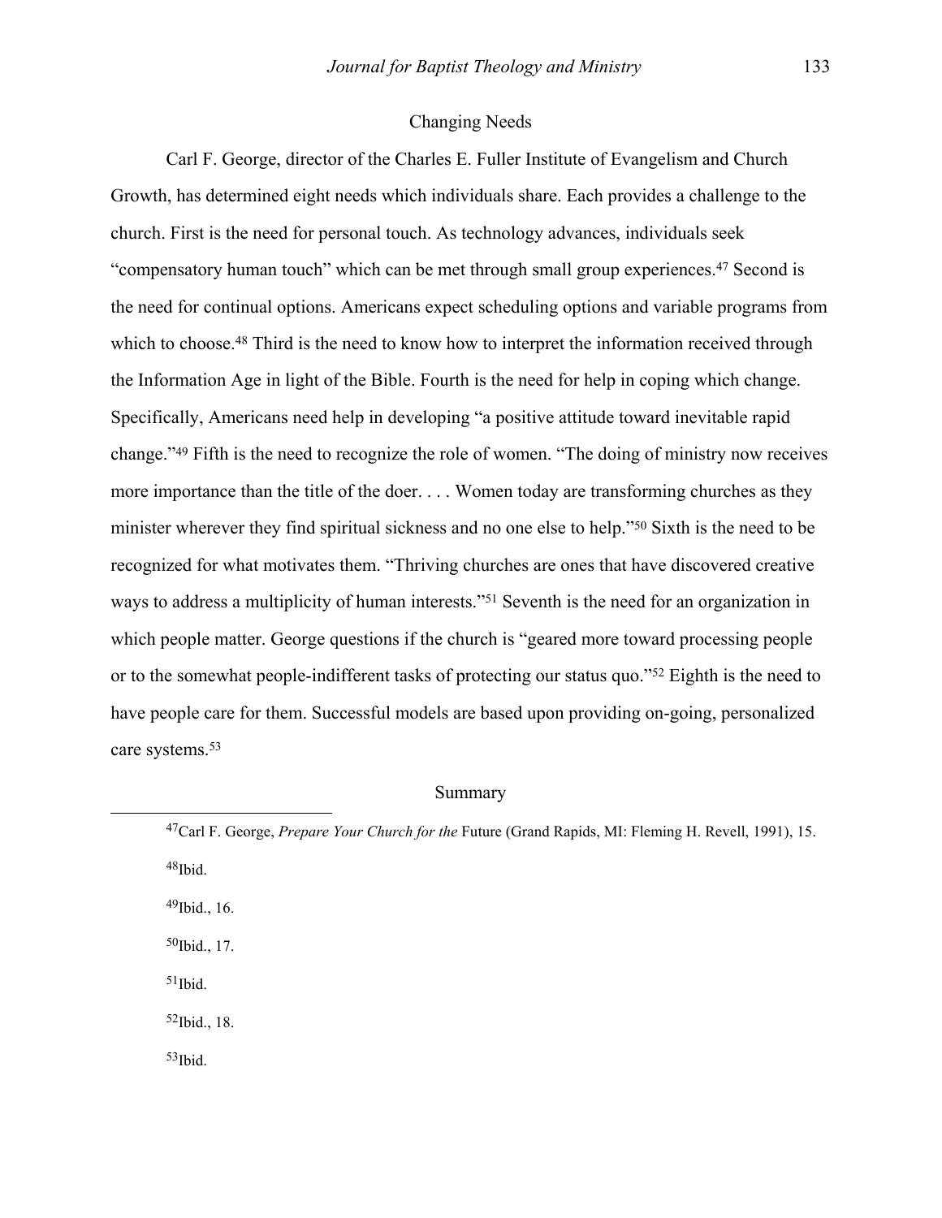## Changing Needs

Carl F. George, director of the Charles E. Fuller Institute of Evangelism and Church Growth, has determined eight needs which individuals share. Each provides a challenge to the church. First is the need for personal touch. As technology advances, individuals seek "compensatory human touch" which can be met through small group experiences.[47] Second is the need for continual options. Americans expect scheduling options and variable programs from which to choose.[48] Third is the need to know how to interpret the information received through the Information Age in light of the Bible. Fourth is the need for help in coping which change. Specifically, Americans need help in developing "a positive attitude toward inevitable rapid change."[49] Fifth is the need to recognize the role of women. "The doing of ministry now receives more importance than the title of the doer. . . . Women today are transforming churches as they minister wherever they find spiritual sickness and no one else to help."[50] Sixth is the need to be recognized for what motivates them. "Thriving churches are ones that have discovered creative ways to address a multiplicity of human interests."[51] Seventh is the need for an organization in which people matter. George questions if the church is "geared more toward processing people or to the somewhat people-indifferent tasks of protecting our status quo."[52] Eighth is the need to have people care for them. Successful models are based upon providing on-going, personalized care systems.[53]

## Summary

---

[47]Carl F. George, *Prepare Your Church for the* Future (Grand Rapids, MI: Fleming H. Revell, 1991), 15.

[48]Ibid.

[49]Ibid., 16.

[50]Ibid., 17.

[51]Ibid.

[52]Ibid., 18.

[53]Ibid.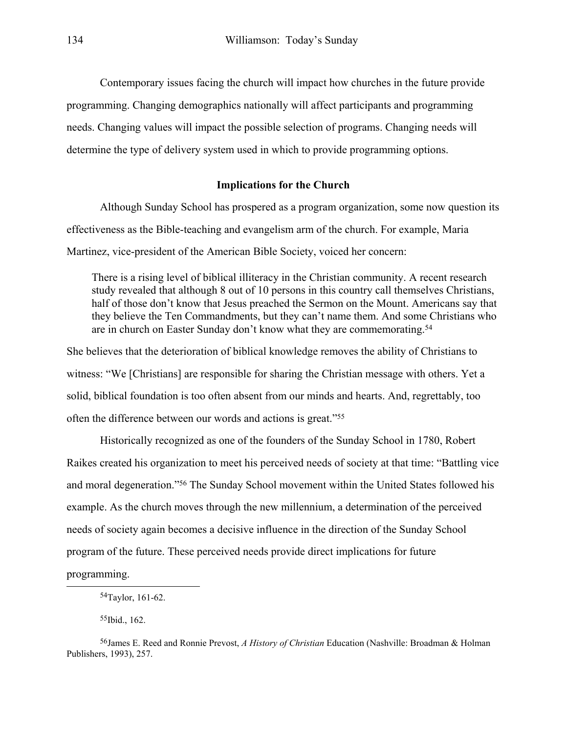Contemporary issues facing the church will impact how churches in the future provide programming. Changing demographics nationally will affect participants and programming needs. Changing values will impact the possible selection of programs. Changing needs will determine the type of delivery system used in which to provide programming options.

### Implications for the Church

Although Sunday School has prospered as a program organization, some now question its effectiveness as the Bible-teaching and evangelism arm of the church. For example, Maria Martinez, vice-president of the American Bible Society, voiced her concern:

> There is a rising level of biblical illiteracy in the Christian community. A recent research study revealed that although 8 out of 10 persons in this country call themselves Christians, half of those don't know that Jesus preached the Sermon on the Mount. Americans say that they believe the Ten Commandments, but they can't name them. And some Christians who are in church on Easter Sunday don't know what they are commemorating.[54]

She believes that the deterioration of biblical knowledge removes the ability of Christians to witness: "We [Christians] are responsible for sharing the Christian message with others. Yet a solid, biblical foundation is too often absent from our minds and hearts. And, regrettably, too often the difference between our words and actions is great."[55]

Historically recognized as one of the founders of the Sunday School in 1780, Robert Raikes created his organization to meet his perceived needs of society at that time: "Battling vice and moral degeneration."[56] The Sunday School movement within the United States followed his example. As the church moves through the new millennium, a determination of the perceived needs of society again becomes a decisive influence in the direction of the Sunday School program of the future. These perceived needs provide direct implications for future programming.

---

[54]Taylor, 161-62.

[55]Ibid., 162.

[56]James E. Reed and Ronnie Prevost, *A History of Christian* Education (Nashville: Broadman & Holman Publishers, 1993), 257.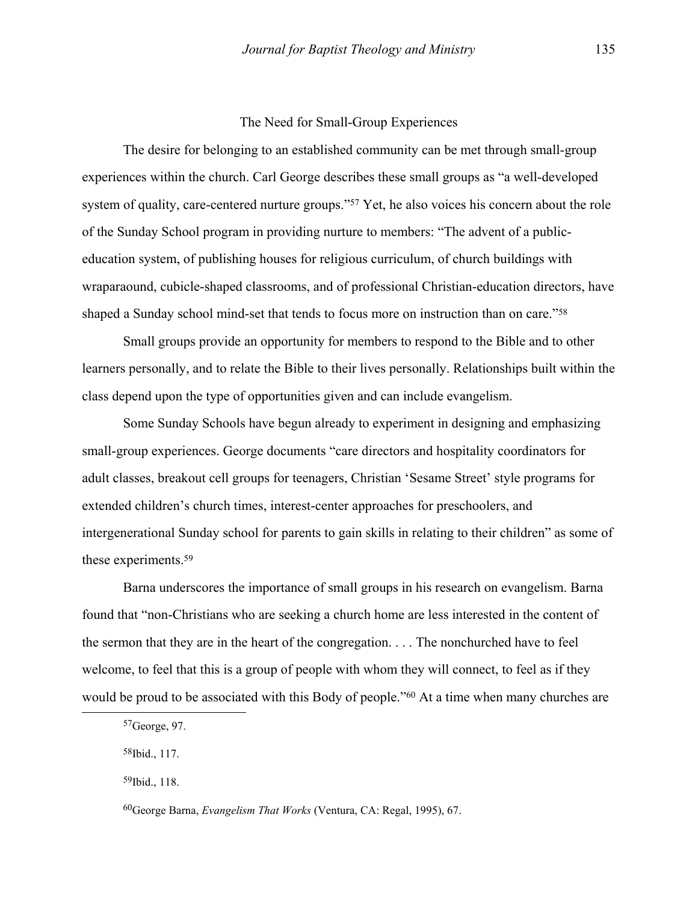## The Need for Small-Group Experiences

The desire for belonging to an established community can be met through small-group experiences within the church. Carl George describes these small groups as "a well-developed system of quality, care-centered nurture groups."[57] Yet, he also voices his concern about the role of the Sunday School program in providing nurture to members: "The advent of a public-education system, of publishing houses for religious curriculum, of church buildings with wraparaound, cubicle-shaped classrooms, and of professional Christian-education directors, have shaped a Sunday school mind-set that tends to focus more on instruction than on care."[58]

Small groups provide an opportunity for members to respond to the Bible and to other learners personally, and to relate the Bible to their lives personally. Relationships built within the class depend upon the type of opportunities given and can include evangelism.

Some Sunday Schools have begun already to experiment in designing and emphasizing small-group experiences. George documents "care directors and hospitality coordinators for adult classes, breakout cell groups for teenagers, Christian 'Sesame Street' style programs for extended children's church times, interest-center approaches for preschoolers, and intergenerational Sunday school for parents to gain skills in relating to their children" as some of these experiments.[59]

Barna underscores the importance of small groups in his research on evangelism. Barna found that "non-Christians who are seeking a church home are less interested in the content of the sermon that they are in the heart of the congregation. . . . The nonchurched have to feel welcome, to feel that this is a group of people with whom they will connect, to feel as if they would be proud to be associated with this Body of people."[60] At a time when many churches are

---

[57]George, 97.

[58]Ibid., 117.

[59]Ibid., 118.

[60]George Barna, *Evangelism That Works* (Ventura, CA: Regal, 1995), 67.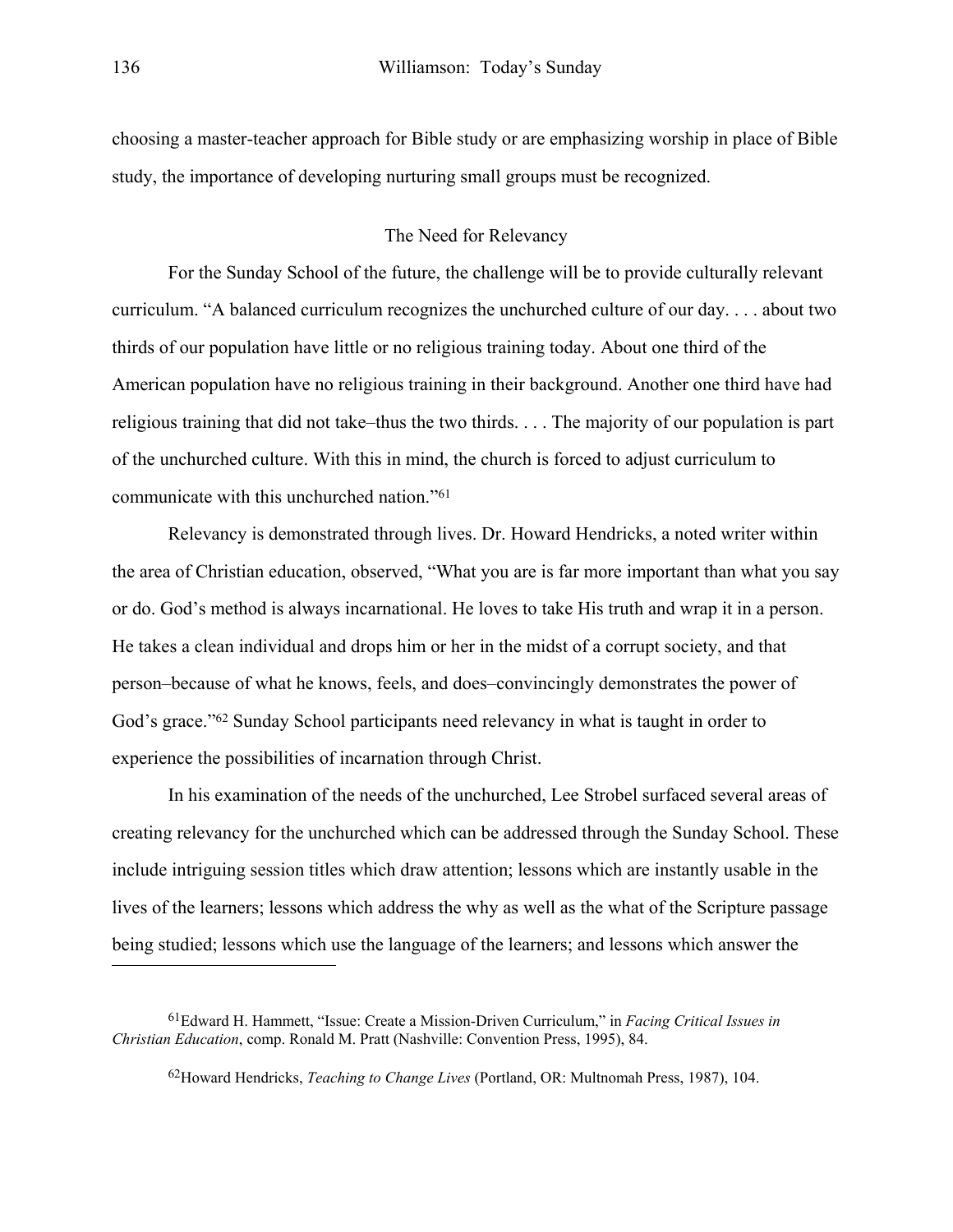choosing a master-teacher approach for Bible study or are emphasizing worship in place of Bible study, the importance of developing nurturing small groups must be recognized.

## The Need for Relevancy

For the Sunday School of the future, the challenge will be to provide culturally relevant curriculum. "A balanced curriculum recognizes the unchurched culture of our day. . . . about two thirds of our population have little or no religious training today. About one third of the American population have no religious training in their background. Another one third have had religious training that did not take–thus the two thirds. . . . The majority of our population is part of the unchurched culture. With this in mind, the church is forced to adjust curriculum to communicate with this unchurched nation."[61]

Relevancy is demonstrated through lives. Dr. Howard Hendricks, a noted writer within the area of Christian education, observed, "What you are is far more important than what you say or do. God's method is always incarnational. He loves to take His truth and wrap it in a person. He takes a clean individual and drops him or her in the midst of a corrupt society, and that person–because of what he knows, feels, and does–convincingly demonstrates the power of God's grace."[62] Sunday School participants need relevancy in what is taught in order to experience the possibilities of incarnation through Christ.

In his examination of the needs of the unchurched, Lee Strobel surfaced several areas of creating relevancy for the unchurched which can be addressed through the Sunday School. These include intriguing session titles which draw attention; lessons which are instantly usable in the lives of the learners; lessons which address the why as well as the what of the Scripture passage being studied; lessons which use the language of the learners; and lessons which answer the

---

[61]Edward H. Hammett, "Issue: Create a Mission-Driven Curriculum," in *Facing Critical Issues in Christian Education*, comp. Ronald M. Pratt (Nashville: Convention Press, 1995), 84.

[62]Howard Hendricks, *Teaching to Change Lives* (Portland, OR: Multnomah Press, 1987), 104.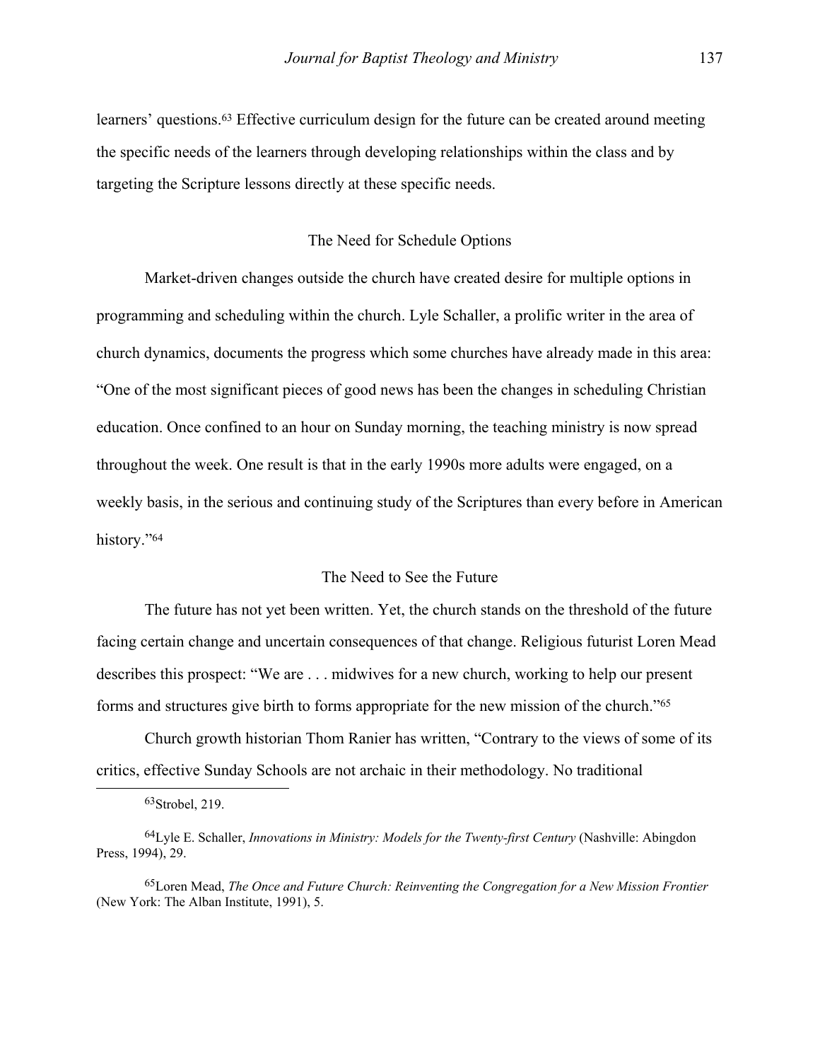learners' questions.[63] Effective curriculum design for the future can be created around meeting the specific needs of the learners through developing relationships within the class and by targeting the Scripture lessons directly at these specific needs.

### The Need for Schedule Options

Market-driven changes outside the church have created desire for multiple options in programming and scheduling within the church. Lyle Schaller, a prolific writer in the area of church dynamics, documents the progress which some churches have already made in this area: "One of the most significant pieces of good news has been the changes in scheduling Christian education. Once confined to an hour on Sunday morning, the teaching ministry is now spread throughout the week. One result is that in the early 1990s more adults were engaged, on a weekly basis, in the serious and continuing study of the Scriptures than every before in American history."[64]

### The Need to See the Future

The future has not yet been written. Yet, the church stands on the threshold of the future facing certain change and uncertain consequences of that change. Religious futurist Loren Mead describes this prospect: "We are . . . midwives for a new church, working to help our present forms and structures give birth to forms appropriate for the new mission of the church."[65]

Church growth historian Thom Ranier has written, "Contrary to the views of some of its critics, effective Sunday Schools are not archaic in their methodology. No traditional

---

[63]Strobel, 219.

[64]Lyle E. Schaller, *Innovations in Ministry: Models for the Twenty-first Century* (Nashville: Abingdon Press, 1994), 29.

[65]Loren Mead, *The Once and Future Church: Reinventing the Congregation for a New Mission Frontier* (New York: The Alban Institute, 1991), 5.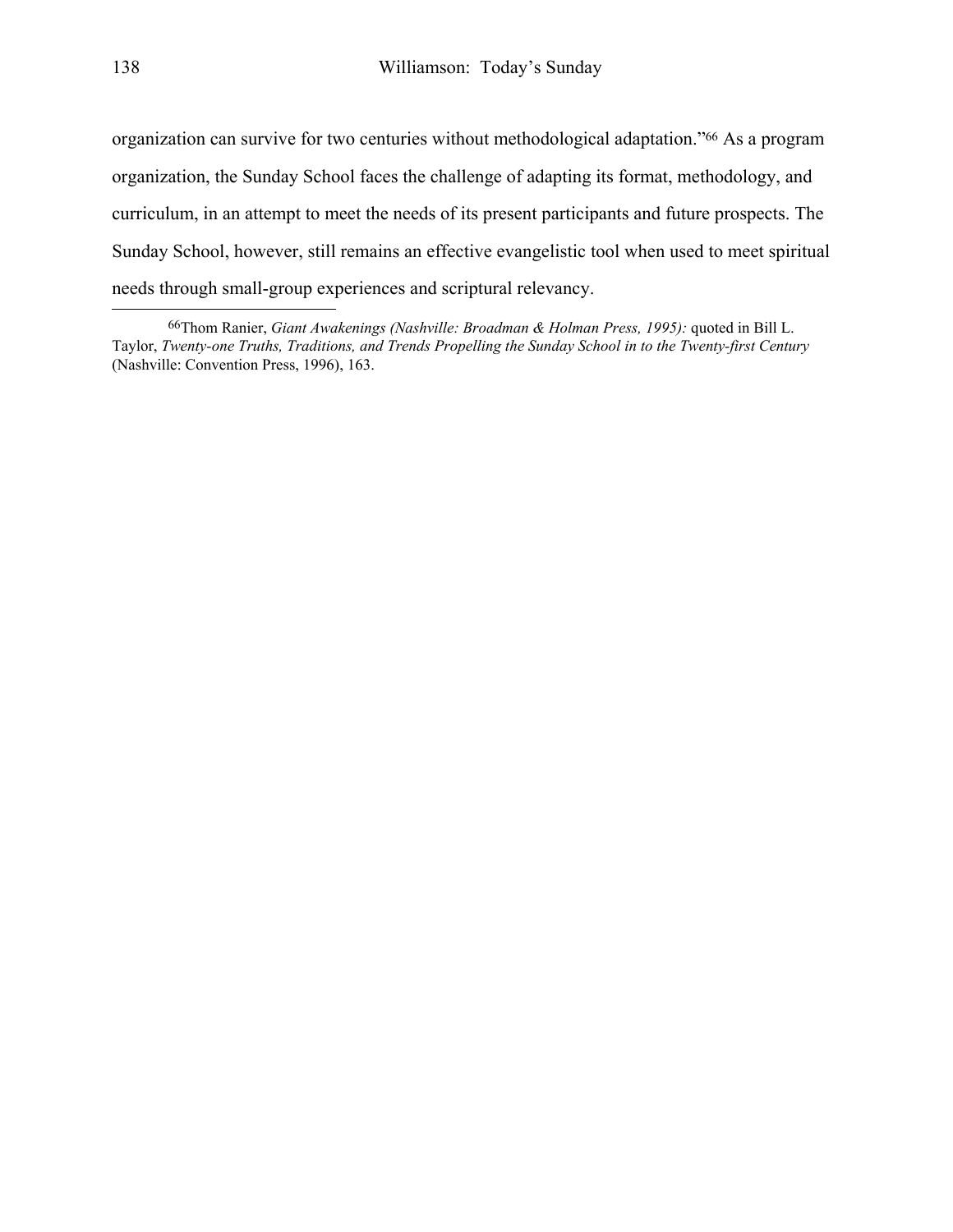organization can survive for two centuries without methodological adaptation."[66] As a program organization, the Sunday School faces the challenge of adapting its format, methodology, and curriculum, in an attempt to meet the needs of its present participants and future prospects. The Sunday School, however, still remains an effective evangelistic tool when used to meet spiritual needs through small-group experiences and scriptural relevancy.

---

[66]Thom Ranier, *Giant Awakenings (Nashville: Broadman & Holman Press, 1995):* quoted in Bill L. Taylor, *Twenty-one Truths, Traditions, and Trends Propelling the Sunday School in to the Twenty-first Century* (Nashville: Convention Press, 1996), 163.